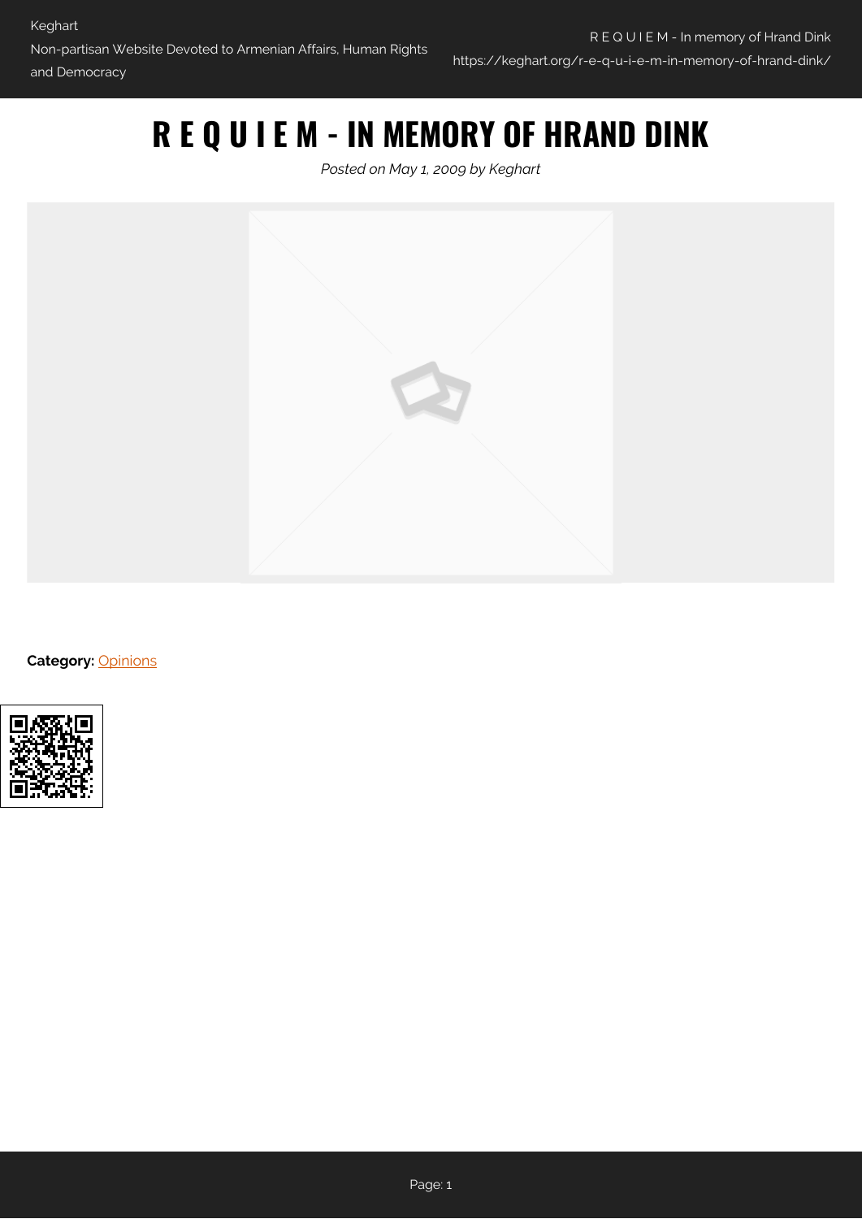# R E Q U I E M - IN MEMORY OF HRAND DINK

*Posted on May 1, 2009 by Keghart*

**Category:** Opinions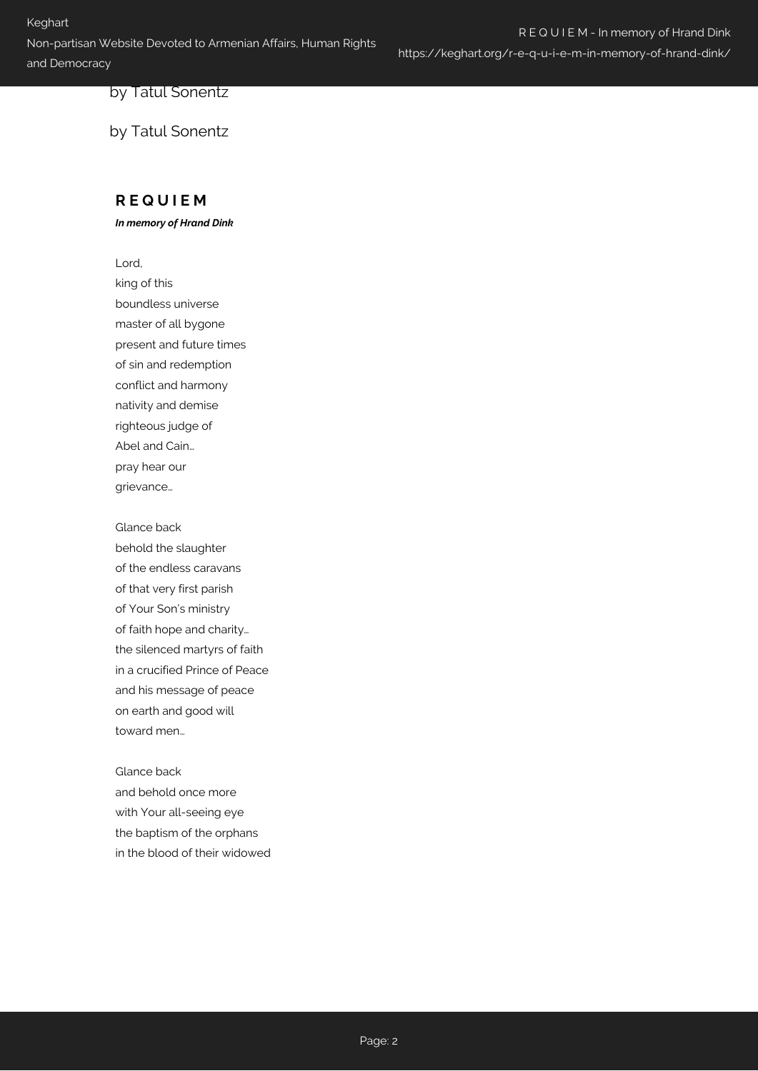by Tatul Sonentz

by Tatul Sonentz

**R E Q U I E M**

***In memory of Hrand Dink***

Lord,
king of this
boundless universe
master of all bygone
present and future times
of sin and redemption
conflict and harmony
nativity and demise
righteous judge of
Abel and Cain…
pray hear our
grievance…

Glance back
behold the slaughter
of the endless caravans
of that very first parish
of Your Son's ministry
of faith hope and charity…
the silenced martyrs of faith
in a crucified Prince of Peace
and his message of peace
on earth and good will
toward men…

Glance back
and behold once more
with Your all-seeing eye
the baptism of the orphans
in the blood of their widowed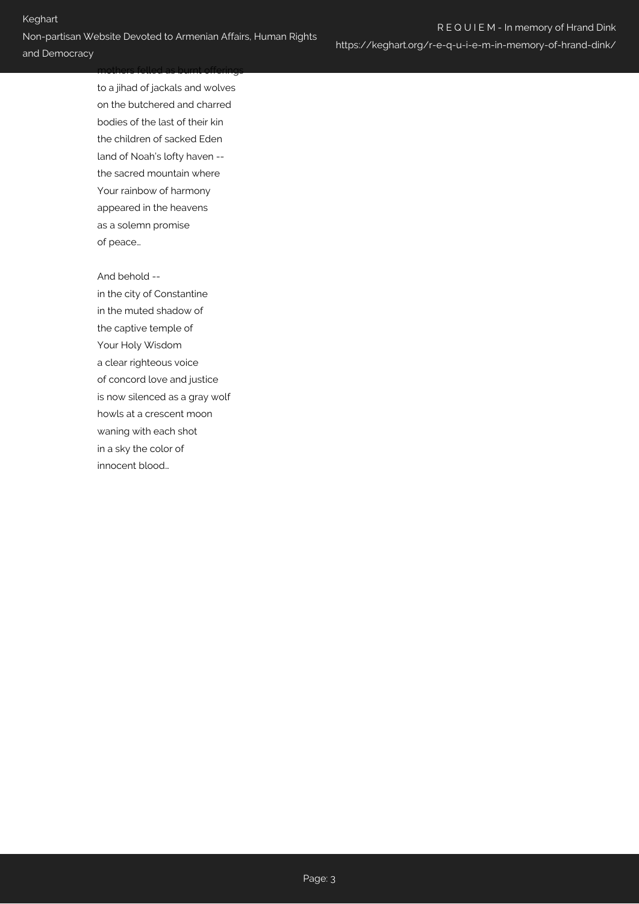mothers felled as burnt offerings
to a jihad of jackals and wolves
on the butchered and charred
bodies of the last of their kin
the children of sacked Eden
land of Noah's lofty haven --
the sacred mountain where
Your rainbow of harmony
appeared in the heavens
as a solemn promise
of peace…

And behold --
in the city of Constantine
in the muted shadow of
the captive temple of
Your Holy Wisdom
a clear righteous voice
of concord love and justice
is now silenced as a gray wolf
howls at a crescent moon
waning with each shot
in a sky the color of
innocent blood…